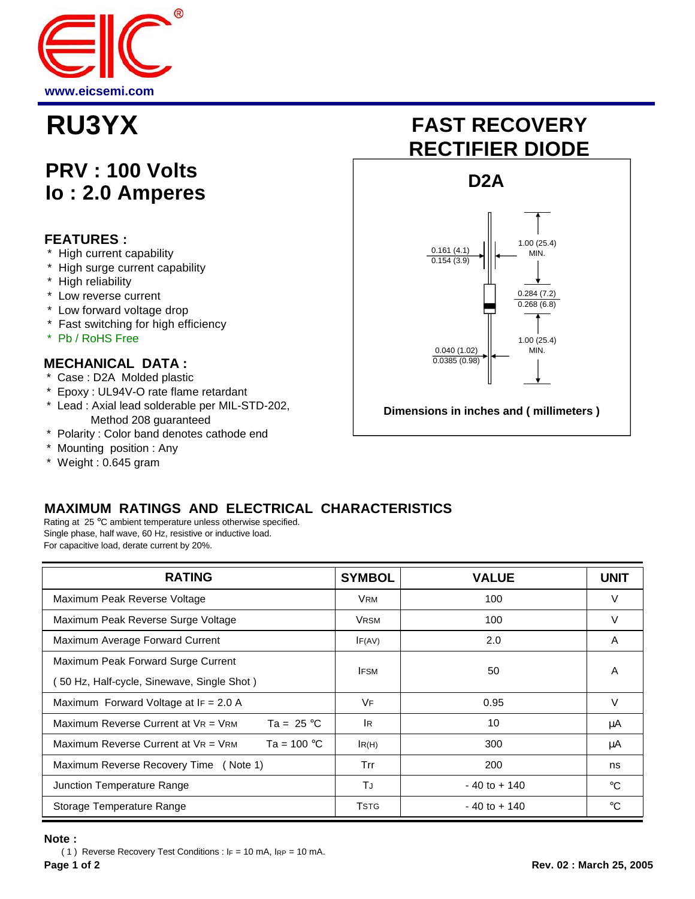www.eicsemi.com

# RU3YX

# FAST RECOVERY RECTIFIER DIODE

## PRV : 100 Volts
## Io : 2.0 Amperes

### FEATURES :

* High current capability
* High surge current capability
* High reliability
* Low reverse current
* Low forward voltage drop
* Fast switching for high efficiency
* Pb / RoHS Free

### MECHANICAL DATA :

* Case : D2A Molded plastic
* Epoxy : UL94V-O rate flame retardant
* Lead : Axial lead solderable per MIL-STD-202, Method 208 guaranteed
* Polarity : Color band denotes cathode end
* Mounting position : Any
* Weight : 0.645 gram

**D2A**

0.161 (4.1)
0.154 (3.9)

1.00 (25.4) MIN.

0.284 (7.2)
0.268 (6.8)

1.00 (25.4) MIN.

0.040 (1.02)
0.0385 (0.98)

**Dimensions in inches and ( millimeters )**

## MAXIMUM RATINGS AND ELECTRICAL CHARACTERISTICS

Rating at 25 °C ambient temperature unless otherwise specified.
Single phase, half wave, 60 Hz, resistive or inductive load.
For capacitive load, derate current by 20%.

| RATING | SYMBOL | VALUE | UNIT |
|---|---|---|---|
| Maximum Peak Reverse Voltage | $V_{RM}$ | 100 | V |
| Maximum Peak Reverse Surge Voltage | $V_{RSM}$ | 100 | V |
| Maximum Average Forward Current | $I_{F(AV)}$ | 2.0 | A |
| Maximum Peak Forward Surge Current ( 50 Hz, Half-cycle, Sinewave, Single Shot ) | $I_{FSM}$ | 50 | A |
| Maximum Forward Voltage at $I_F$ = 2.0 A | $V_F$ | 0.95 | V |
| Maximum Reverse Current at $V_R$ = $V_{RM}$ Ta = 25 °C | $I_R$ | 10 | μA |
| Maximum Reverse Current at $V_R$ = $V_{RM}$ Ta = 100 °C | $I_{R(H)}$ | 300 | μA |
| Maximum Reverse Recovery Time ( Note 1) | Trr | 200 | ns |
| Junction Temperature Range | $T_J$ | - 40 to + 140 | °C |
| Storage Temperature Range | $T_{STG}$ | - 40 to + 140 | °C |

**Note :**

( 1 ) Reverse Recovery Test Conditions : $I_F$ = 10 mA, $I_{RP}$ = 10 mA.

Rev. 02 : March 25, 2005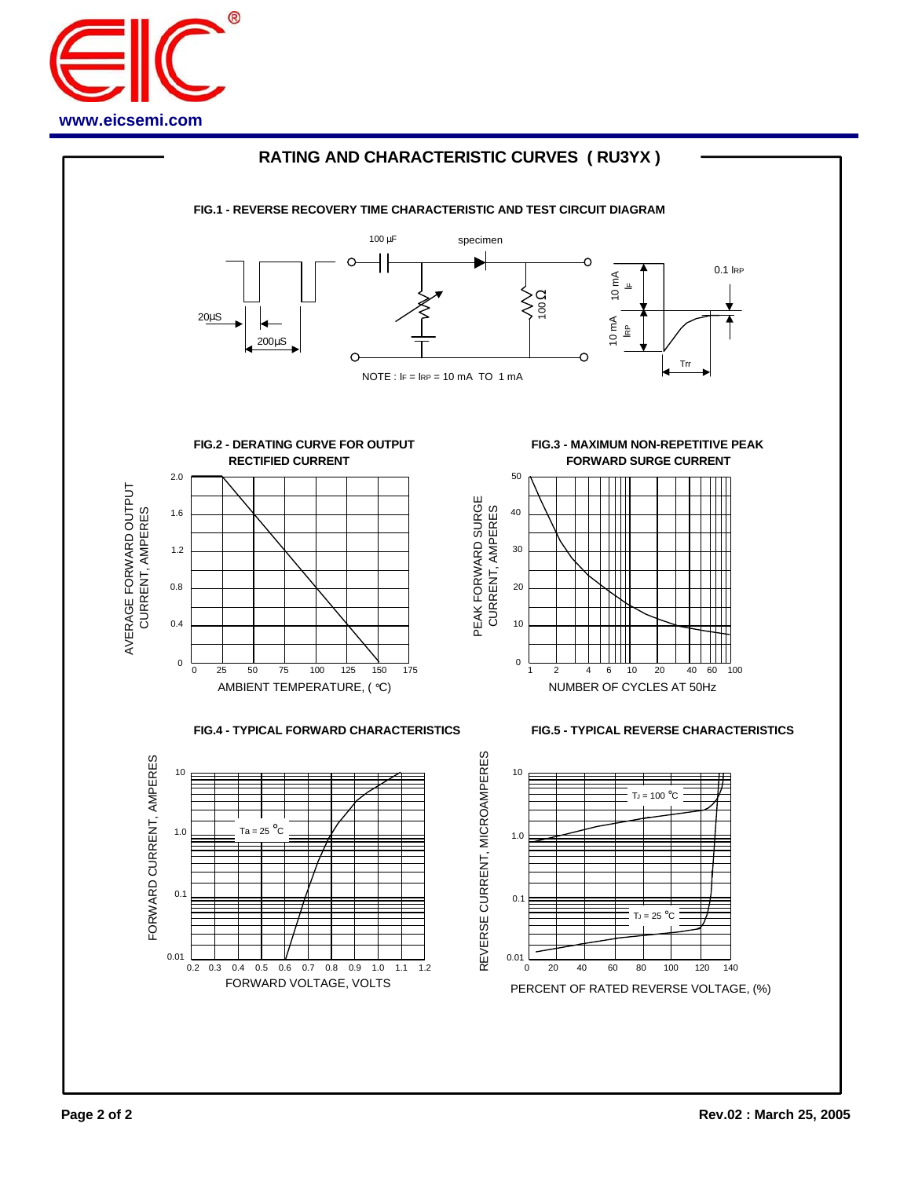www.eicsemi.com

## RATING AND CHARACTERISTIC CURVES ( RU3YX )

### FIG.1 - REVERSE RECOVERY TIME CHARACTERISTIC AND TEST CIRCUIT DIAGRAM

100 μF

specimen

20μS

200μS

100 Ω

10 mA $I_F$

10 mA $I_{RP}$

0.1 $I_{RP}$

Trr

NOTE : $I_F$ = $I_{RP}$ = 10 mA TO 1 mA

### FIG.2 - DERATING CURVE FOR OUTPUT RECTIFIED CURRENT

AVERAGE FORWARD OUTPUT CURRENT, AMPERES

2.0
1.6
1.2
0.8
0.4
0

0 25 50 75 100 125 150 175

AMBIENT TEMPERATURE, ( °C)

### FIG.3 - MAXIMUM NON-REPETITIVE PEAK FORWARD SURGE CURRENT

PEAK FORWARD SURGE CURRENT, AMPERES

50
40
30
20
10
0

1 2 4 6 10 20 40 60 100

NUMBER OF CYCLES AT 50Hz

### FIG.4 - TYPICAL FORWARD CHARACTERISTICS

FORWARD CURRENT, AMPERES

10
1.0
0.1
0.01

Ta = 25 °C

0.2 0.3 0.4 0.5 0.6 0.7 0.8 0.9 1.0 1.1 1.2

FORWARD VOLTAGE, VOLTS

### FIG.5 - TYPICAL REVERSE CHARACTERISTICS

REVERSE CURRENT, MICROAMPERES

10
1.0
0.1
0.01

$T_J$ = 100 °C

$T_J$ = 25 °C

0 20 40 60 80 100 120 140

PERCENT OF RATED REVERSE VOLTAGE, (%)

Rev.02 : March 25, 2005